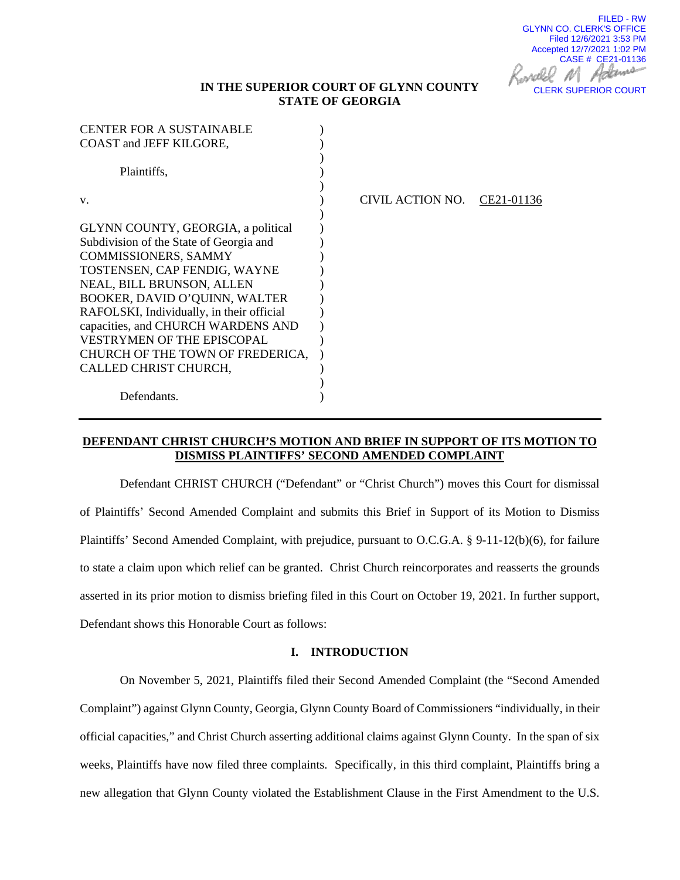FILED - RW
GLYNN CO. CLERK'S OFFICE
Filed 12/6/2021 3:53 PM
Accepted 12/7/2021 1:02 PM
CASE # CE21-01136
CLERK SUPERIOR COURT

**IN THE SUPERIOR COURT OF GLYNN COUNTY**
**STATE OF GEORGIA**

CENTER FOR A SUSTAINABLE COAST and JEFF KILGORE,

Plaintiffs,

v.

GLYNN COUNTY, GEORGIA, a political Subdivision of the State of Georgia and COMMISSIONERS, SAMMY TOSTENSEN, CAP FENDIG, WAYNE NEAL, BILL BRUNSON, ALLEN BOOKER, DAVID O'QUINN, WALTER RAFOLSKI, Individually, in their official capacities, and CHURCH WARDENS AND VESTRYMEN OF THE EPISCOPAL CHURCH OF THE TOWN OF FREDERICA, CALLED CHRIST CHURCH,

Defendants.

CIVIL ACTION NO. CE21-01136

---

**DEFENDANT CHRIST CHURCH'S MOTION AND BRIEF IN SUPPORT OF ITS MOTION TO DISMISS PLAINTIFFS' SECOND AMENDED COMPLAINT**

Defendant CHRIST CHURCH ("Defendant" or "Christ Church") moves this Court for dismissal of Plaintiffs' Second Amended Complaint and submits this Brief in Support of its Motion to Dismiss Plaintiffs' Second Amended Complaint, with prejudice, pursuant to O.C.G.A. § 9-11-12(b)(6), for failure to state a claim upon which relief can be granted. Christ Church reincorporates and reasserts the grounds asserted in its prior motion to dismiss briefing filed in this Court on October 19, 2021. In further support, Defendant shows this Honorable Court as follows:

## I. INTRODUCTION

On November 5, 2021, Plaintiffs filed their Second Amended Complaint (the "Second Amended Complaint") against Glynn County, Georgia, Glynn County Board of Commissioners "individually, in their official capacities," and Christ Church asserting additional claims against Glynn County. In the span of six weeks, Plaintiffs have now filed three complaints. Specifically, in this third complaint, Plaintiffs bring a new allegation that Glynn County violated the Establishment Clause in the First Amendment to the U.S.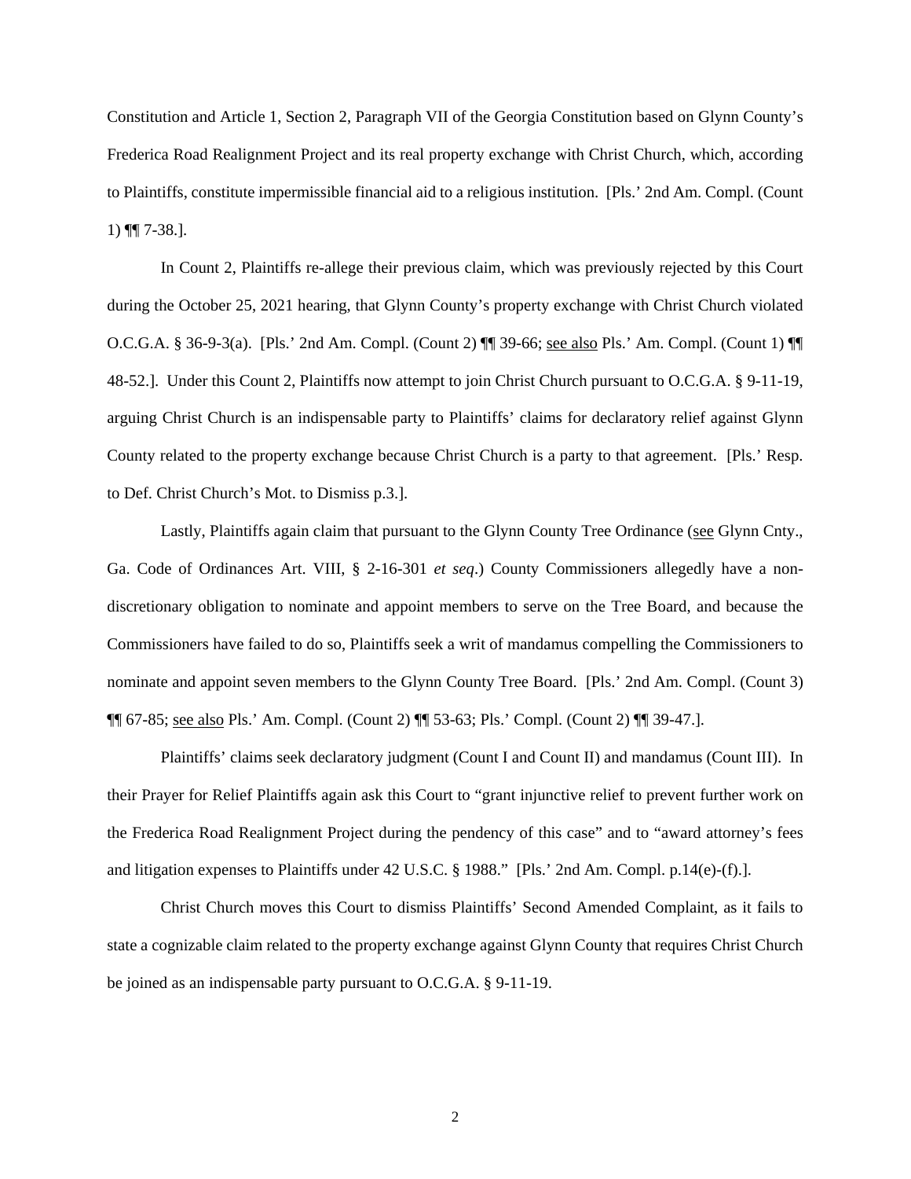Constitution and Article 1, Section 2, Paragraph VII of the Georgia Constitution based on Glynn County's Frederica Road Realignment Project and its real property exchange with Christ Church, which, according to Plaintiffs, constitute impermissible financial aid to a religious institution. [Pls.' 2nd Am. Compl. (Count 1) ¶¶ 7-38.].

In Count 2, Plaintiffs re-allege their previous claim, which was previously rejected by this Court during the October 25, 2021 hearing, that Glynn County's property exchange with Christ Church violated O.C.G.A. § 36-9-3(a). [Pls.' 2nd Am. Compl. (Count 2) ¶¶ 39-66; see also Pls.' Am. Compl. (Count 1) ¶¶ 48-52.]. Under this Count 2, Plaintiffs now attempt to join Christ Church pursuant to O.C.G.A. § 9-11-19, arguing Christ Church is an indispensable party to Plaintiffs' claims for declaratory relief against Glynn County related to the property exchange because Christ Church is a party to that agreement. [Pls.' Resp. to Def. Christ Church's Mot. to Dismiss p.3.].

Lastly, Plaintiffs again claim that pursuant to the Glynn County Tree Ordinance (see Glynn Cnty., Ga. Code of Ordinances Art. VIII, § 2-16-301 *et seq*.) County Commissioners allegedly have a non-discretionary obligation to nominate and appoint members to serve on the Tree Board, and because the Commissioners have failed to do so, Plaintiffs seek a writ of mandamus compelling the Commissioners to nominate and appoint seven members to the Glynn County Tree Board. [Pls.' 2nd Am. Compl. (Count 3) ¶¶ 67-85; see also Pls.' Am. Compl. (Count 2) ¶¶ 53-63; Pls.' Compl. (Count 2) ¶¶ 39-47.].

Plaintiffs' claims seek declaratory judgment (Count I and Count II) and mandamus (Count III). In their Prayer for Relief Plaintiffs again ask this Court to "grant injunctive relief to prevent further work on the Frederica Road Realignment Project during the pendency of this case" and to "award attorney's fees and litigation expenses to Plaintiffs under 42 U.S.C. § 1988." [Pls.' 2nd Am. Compl. p.14(e)-(f).].

Christ Church moves this Court to dismiss Plaintiffs' Second Amended Complaint, as it fails to state a cognizable claim related to the property exchange against Glynn County that requires Christ Church be joined as an indispensable party pursuant to O.C.G.A. § 9-11-19.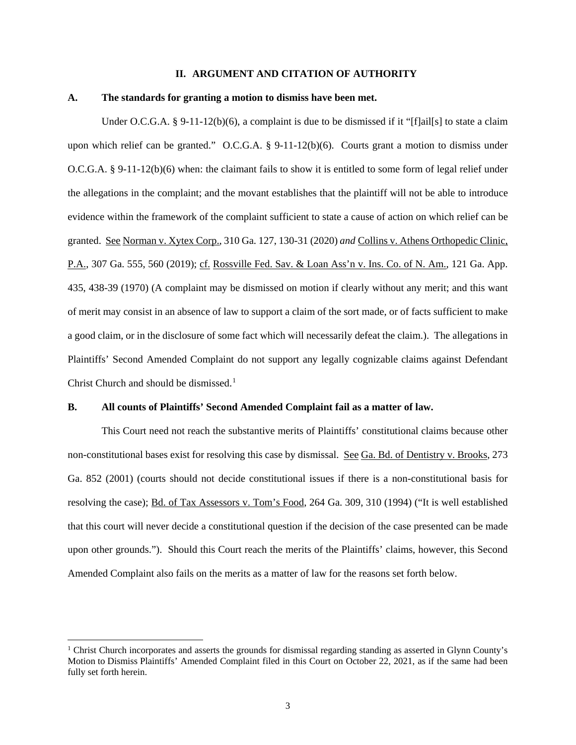## II. ARGUMENT AND CITATION OF AUTHORITY

### A. The standards for granting a motion to dismiss have been met.

Under O.C.G.A. § 9-11-12(b)(6), a complaint is due to be dismissed if it "[f]ail[s] to state a claim upon which relief can be granted." O.C.G.A. § 9-11-12(b)(6). Courts grant a motion to dismiss under O.C.G.A. § 9-11-12(b)(6) when: the claimant fails to show it is entitled to some form of legal relief under the allegations in the complaint; and the movant establishes that the plaintiff will not be able to introduce evidence within the framework of the complaint sufficient to state a cause of action on which relief can be granted. See Norman v. Xytex Corp., 310 Ga. 127, 130-31 (2020) *and* Collins v. Athens Orthopedic Clinic, P.A., 307 Ga. 555, 560 (2019); cf. Rossville Fed. Sav. & Loan Ass'n v. Ins. Co. of N. Am., 121 Ga. App. 435, 438-39 (1970) (A complaint may be dismissed on motion if clearly without any merit; and this want of merit may consist in an absence of law to support a claim of the sort made, or of facts sufficient to make a good claim, or in the disclosure of some fact which will necessarily defeat the claim.). The allegations in Plaintiffs' Second Amended Complaint do not support any legally cognizable claims against Defendant Christ Church and should be dismissed.[1]

### B. All counts of Plaintiffs' Second Amended Complaint fail as a matter of law.

This Court need not reach the substantive merits of Plaintiffs' constitutional claims because other non-constitutional bases exist for resolving this case by dismissal. See Ga. Bd. of Dentistry v. Brooks, 273 Ga. 852 (2001) (courts should not decide constitutional issues if there is a non-constitutional basis for resolving the case); Bd. of Tax Assessors v. Tom's Food, 264 Ga. 309, 310 (1994) ("It is well established that this court will never decide a constitutional question if the decision of the case presented can be made upon other grounds."). Should this Court reach the merits of the Plaintiffs' claims, however, this Second Amended Complaint also fails on the merits as a matter of law for the reasons set forth below.

---

[1] Christ Church incorporates and asserts the grounds for dismissal regarding standing as asserted in Glynn County's Motion to Dismiss Plaintiffs' Amended Complaint filed in this Court on October 22, 2021, as if the same had been fully set forth herein.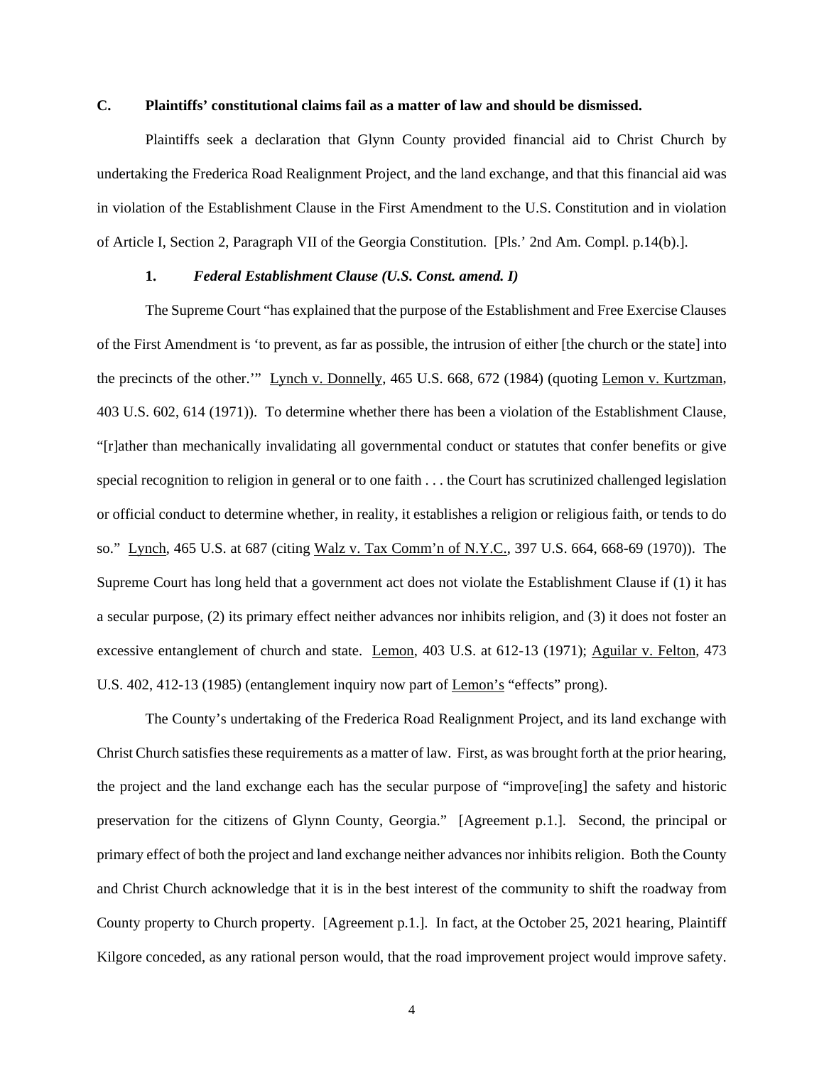### C. Plaintiffs' constitutional claims fail as a matter of law and should be dismissed.

Plaintiffs seek a declaration that Glynn County provided financial aid to Christ Church by undertaking the Frederica Road Realignment Project, and the land exchange, and that this financial aid was in violation of the Establishment Clause in the First Amendment to the U.S. Constitution and in violation of Article I, Section 2, Paragraph VII of the Georgia Constitution. [Pls.' 2nd Am. Compl. p.14(b).].

#### 1. *Federal Establishment Clause (U.S. Const. amend. I)*

The Supreme Court "has explained that the purpose of the Establishment and Free Exercise Clauses of the First Amendment is 'to prevent, as far as possible, the intrusion of either [the church or the state] into the precincts of the other.'" Lynch v. Donnelly, 465 U.S. 668, 672 (1984) (quoting Lemon v. Kurtzman, 403 U.S. 602, 614 (1971)). To determine whether there has been a violation of the Establishment Clause, "[r]ather than mechanically invalidating all governmental conduct or statutes that confer benefits or give special recognition to religion in general or to one faith . . . the Court has scrutinized challenged legislation or official conduct to determine whether, in reality, it establishes a religion or religious faith, or tends to do so." Lynch, 465 U.S. at 687 (citing Walz v. Tax Comm'n of N.Y.C., 397 U.S. 664, 668-69 (1970)). The Supreme Court has long held that a government act does not violate the Establishment Clause if (1) it has a secular purpose, (2) its primary effect neither advances nor inhibits religion, and (3) it does not foster an excessive entanglement of church and state. Lemon, 403 U.S. at 612-13 (1971); Aguilar v. Felton, 473 U.S. 402, 412-13 (1985) (entanglement inquiry now part of Lemon's "effects" prong).

The County's undertaking of the Frederica Road Realignment Project, and its land exchange with Christ Church satisfies these requirements as a matter of law. First, as was brought forth at the prior hearing, the project and the land exchange each has the secular purpose of "improve[ing] the safety and historic preservation for the citizens of Glynn County, Georgia." [Agreement p.1.]. Second, the principal or primary effect of both the project and land exchange neither advances nor inhibits religion. Both the County and Christ Church acknowledge that it is in the best interest of the community to shift the roadway from County property to Church property. [Agreement p.1.]. In fact, at the October 25, 2021 hearing, Plaintiff Kilgore conceded, as any rational person would, that the road improvement project would improve safety.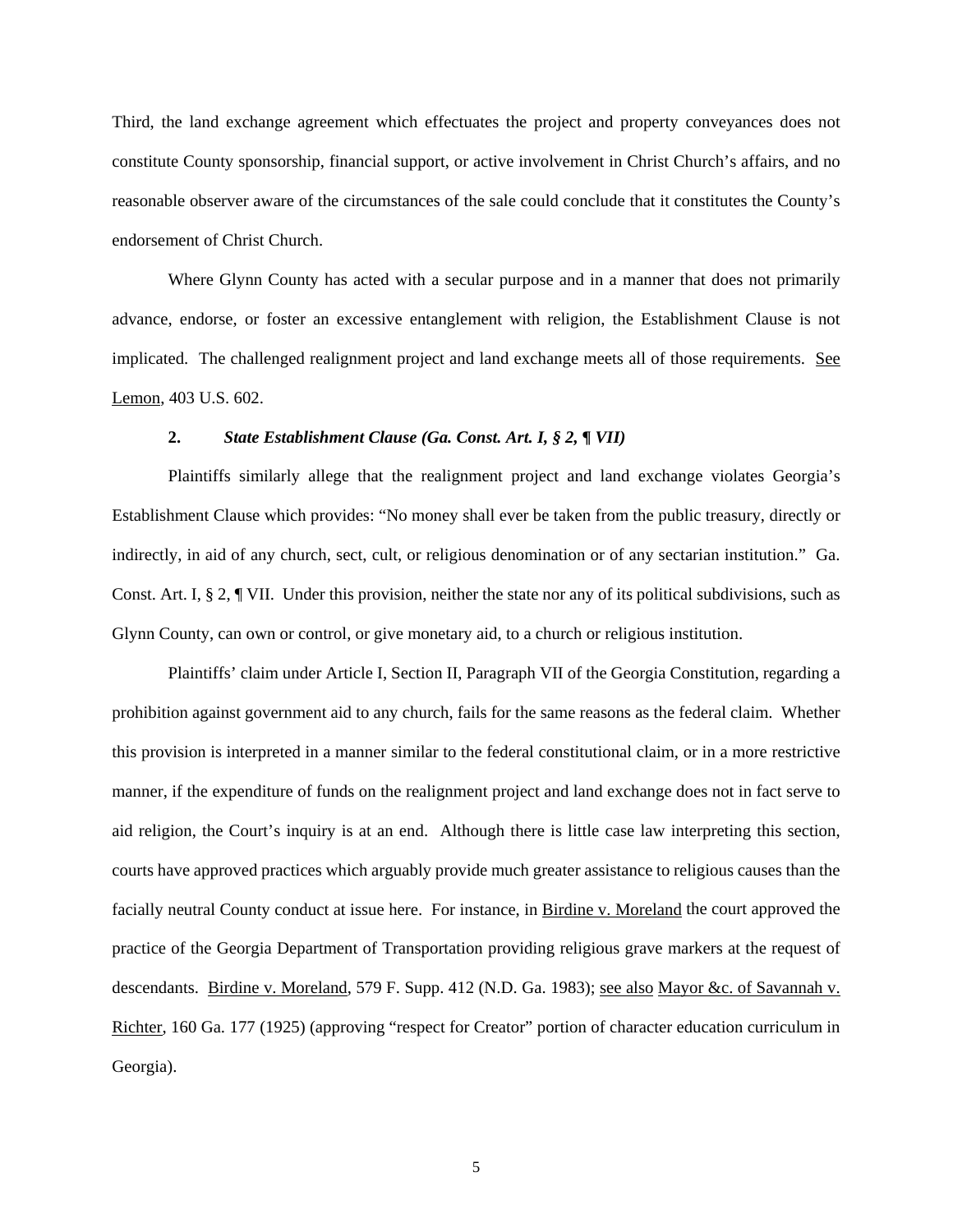Third, the land exchange agreement which effectuates the project and property conveyances does not constitute County sponsorship, financial support, or active involvement in Christ Church's affairs, and no reasonable observer aware of the circumstances of the sale could conclude that it constitutes the County's endorsement of Christ Church.

Where Glynn County has acted with a secular purpose and in a manner that does not primarily advance, endorse, or foster an excessive entanglement with religion, the Establishment Clause is not implicated. The challenged realignment project and land exchange meets all of those requirements. See Lemon, 403 U.S. 602.

**2.** ***State Establishment Clause (Ga. Const. Art. I, § 2, ¶ VII)***

Plaintiffs similarly allege that the realignment project and land exchange violates Georgia's Establishment Clause which provides: "No money shall ever be taken from the public treasury, directly or indirectly, in aid of any church, sect, cult, or religious denomination or of any sectarian institution." Ga. Const. Art. I, § 2, ¶ VII. Under this provision, neither the state nor any of its political subdivisions, such as Glynn County, can own or control, or give monetary aid, to a church or religious institution.

Plaintiffs' claim under Article I, Section II, Paragraph VII of the Georgia Constitution, regarding a prohibition against government aid to any church, fails for the same reasons as the federal claim. Whether this provision is interpreted in a manner similar to the federal constitutional claim, or in a more restrictive manner, if the expenditure of funds on the realignment project and land exchange does not in fact serve to aid religion, the Court's inquiry is at an end. Although there is little case law interpreting this section, courts have approved practices which arguably provide much greater assistance to religious causes than the facially neutral County conduct at issue here. For instance, in Birdine v. Moreland the court approved the practice of the Georgia Department of Transportation providing religious grave markers at the request of descendants. Birdine v. Moreland, 579 F. Supp. 412 (N.D. Ga. 1983); see also Mayor &c. of Savannah v. Richter, 160 Ga. 177 (1925) (approving "respect for Creator" portion of character education curriculum in Georgia).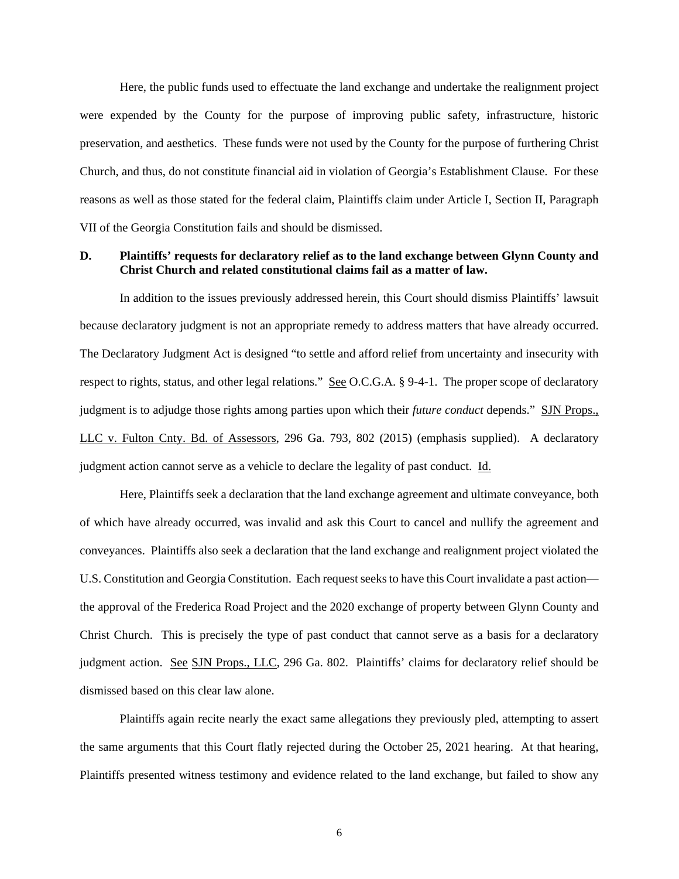Here, the public funds used to effectuate the land exchange and undertake the realignment project were expended by the County for the purpose of improving public safety, infrastructure, historic preservation, and aesthetics. These funds were not used by the County for the purpose of furthering Christ Church, and thus, do not constitute financial aid in violation of Georgia's Establishment Clause. For these reasons as well as those stated for the federal claim, Plaintiffs claim under Article I, Section II, Paragraph VII of the Georgia Constitution fails and should be dismissed.

**D. Plaintiffs' requests for declaratory relief as to the land exchange between Glynn County and Christ Church and related constitutional claims fail as a matter of law.**

In addition to the issues previously addressed herein, this Court should dismiss Plaintiffs' lawsuit because declaratory judgment is not an appropriate remedy to address matters that have already occurred. The Declaratory Judgment Act is designed "to settle and afford relief from uncertainty and insecurity with respect to rights, status, and other legal relations." See O.C.G.A. § 9-4-1. The proper scope of declaratory judgment is to adjudge those rights among parties upon which their *future conduct* depends." SJN Props., LLC v. Fulton Cnty. Bd. of Assessors, 296 Ga. 793, 802 (2015) (emphasis supplied). A declaratory judgment action cannot serve as a vehicle to declare the legality of past conduct. Id.

Here, Plaintiffs seek a declaration that the land exchange agreement and ultimate conveyance, both of which have already occurred, was invalid and ask this Court to cancel and nullify the agreement and conveyances. Plaintiffs also seek a declaration that the land exchange and realignment project violated the U.S. Constitution and Georgia Constitution. Each request seeks to have this Court invalidate a past action—the approval of the Frederica Road Project and the 2020 exchange of property between Glynn County and Christ Church. This is precisely the type of past conduct that cannot serve as a basis for a declaratory judgment action. See SJN Props., LLC, 296 Ga. 802. Plaintiffs' claims for declaratory relief should be dismissed based on this clear law alone.

Plaintiffs again recite nearly the exact same allegations they previously pled, attempting to assert the same arguments that this Court flatly rejected during the October 25, 2021 hearing. At that hearing, Plaintiffs presented witness testimony and evidence related to the land exchange, but failed to show any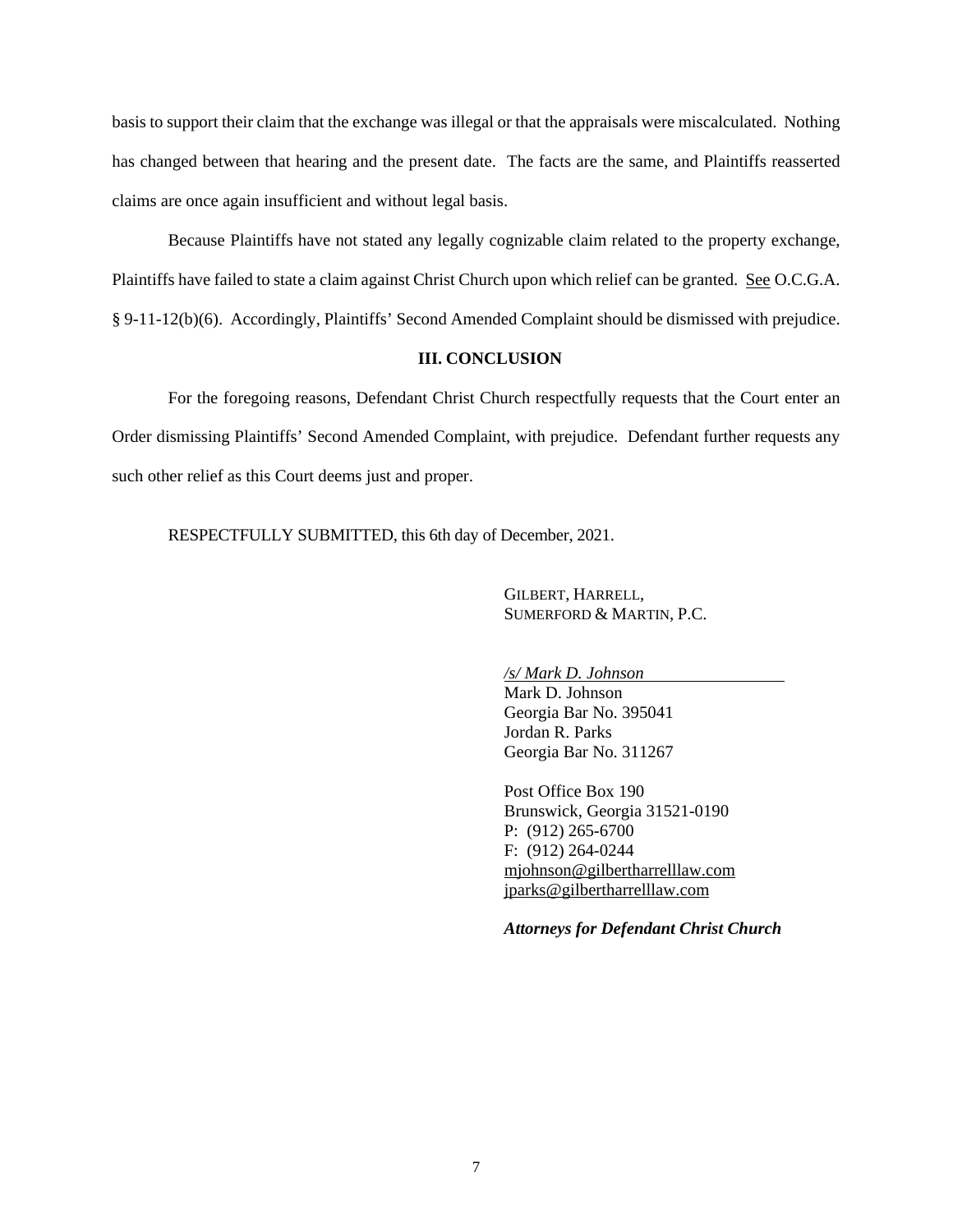basis to support their claim that the exchange was illegal or that the appraisals were miscalculated. Nothing has changed between that hearing and the present date. The facts are the same, and Plaintiffs reasserted claims are once again insufficient and without legal basis.

Because Plaintiffs have not stated any legally cognizable claim related to the property exchange, Plaintiffs have failed to state a claim against Christ Church upon which relief can be granted. See O.C.G.A. § 9-11-12(b)(6). Accordingly, Plaintiffs' Second Amended Complaint should be dismissed with prejudice.

**III. CONCLUSION**

For the foregoing reasons, Defendant Christ Church respectfully requests that the Court enter an Order dismissing Plaintiffs' Second Amended Complaint, with prejudice. Defendant further requests any such other relief as this Court deems just and proper.

RESPECTFULLY SUBMITTED, this 6th day of December, 2021.

GILBERT, HARRELL,
SUMERFORD & MARTIN, P.C.

*/s/ Mark D. Johnson*
Mark D. Johnson
Georgia Bar No. 395041
Jordan R. Parks
Georgia Bar No. 311267

Post Office Box 190
Brunswick, Georgia 31521-0190
P: (912) 265-6700
F: (912) 264-0244
mjohnson@gilbertharrelllaw.com
jparks@gilbertharrelllaw.com

***Attorneys for Defendant Christ Church***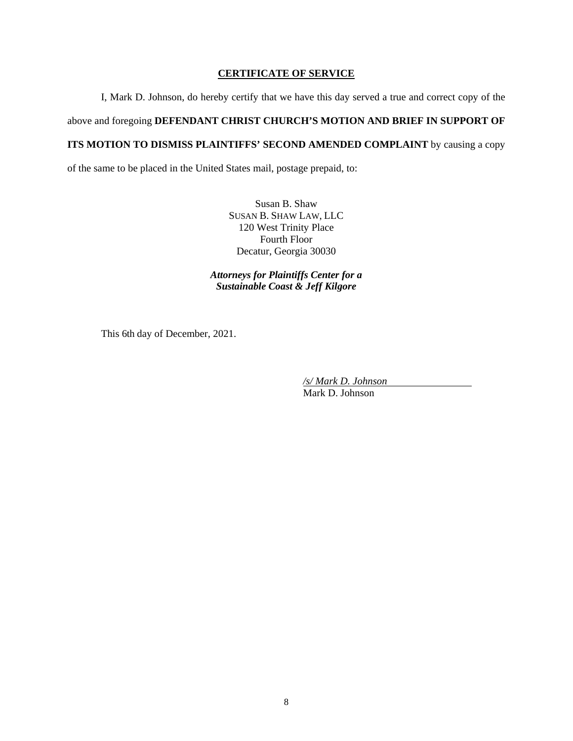## CERTIFICATE OF SERVICE

I, Mark D. Johnson, do hereby certify that we have this day served a true and correct copy of the above and foregoing **DEFENDANT CHRIST CHURCH'S MOTION AND BRIEF IN SUPPORT OF ITS MOTION TO DISMISS PLAINTIFFS' SECOND AMENDED COMPLAINT** by causing a copy of the same to be placed in the United States mail, postage prepaid, to:

Susan B. Shaw  
SUSAN B. SHAW LAW, LLC  
120 West Trinity Place  
Fourth Floor  
Decatur, Georgia 30030

***Attorneys for Plaintiffs Center for a Sustainable Coast & Jeff Kilgore***

This 6th day of December, 2021.

*/s/ Mark D. Johnson*  
Mark D. Johnson